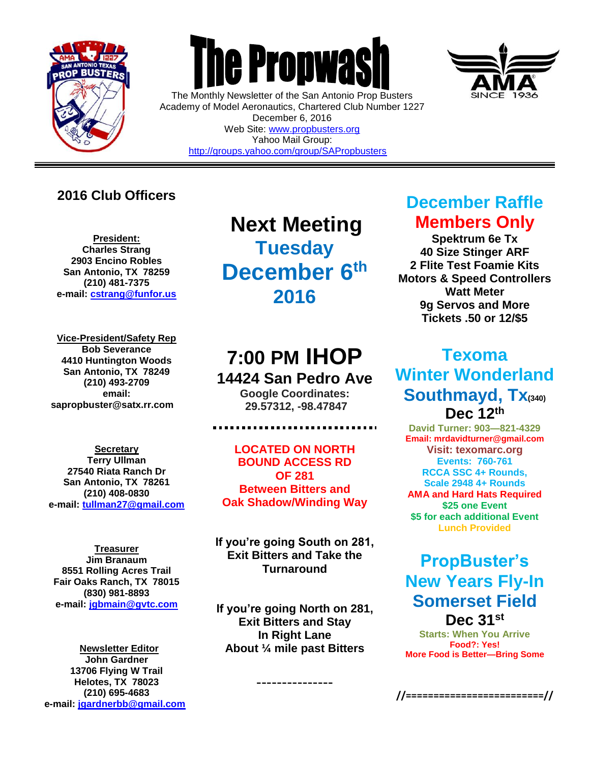# The Propwash

The Monthly Newsletter of the San Antonio Prop Busters
Academy of Model Aeronautics, Chartered Club Number 1227
December 6, 2016
Web Site: www.propbusters.org
Yahoo Mail Group:
http://groups.yahoo.com/group/SAPropbusters

---

## 2016 Club Officers

**President:**
**Charles Strang**
**2903 Encino Robles**
**San Antonio, TX 78259**
**(210) 481-7375**
**e-mail: cstrang@funfor.us**

**Vice-President/Safety Rep**
**Bob Severance**
**4410 Huntington Woods**
**San Antonio, TX 78249**
**(210) 493-2709**
**email:**
**sapropbuster@satx.rr.com**

**Secretary**
**Terry Ullman**
**27540 Riata Ranch Dr**
**San Antonio, TX 78261**
**(210) 408-0830**
**e-mail: tullman27@gmail.com**

**Treasurer**
**Jim Branaum**
**8551 Rolling Acres Trail**
**Fair Oaks Ranch, TX 78015**
**(830) 981-8893**
**e-mail: jgbmain@gvtc.com**

**Newsletter Editor**
**John Gardner**
**13706 Flying W Trail**
**Helotes, TX 78023**
**(210) 695-4683**
**e-mail: jgardnerbb@gmail.com**

## Next Meeting
## Tuesday December 6th 2016

## 7:00 PM IHOP
### 14424 San Pedro Ave

**Google Coordinates:**
**29.57312, -98.47847**

**LOCATED ON NORTH BOUND ACCESS RD OF 281**
**Between Bitters and Oak Shadow/Winding Way**

**If you're going South on 281, Exit Bitters and Take the Turnaround**

**If you're going North on 281, Exit Bitters and Stay In Right Lane About ¼ mile past Bitters**

---

## December Raffle
## Members Only

**Spektrum 6e Tx**
**40 Size Stinger ARF**
**2 Flite Test Foamie Kits**
**Motors & Speed Controllers**
**Watt Meter**
**9g Servos and More**
**Tickets .50 or 12/$5**

## Texoma Winter Wonderland
## Southmayd, Tx(340)
### Dec 12th

**David Turner: 903—821-4329**
**Email: mrdavidturner@gmail.com**
**Visit: texomarc.org**
**Events: 760-761**
**RCCA SSC 4+ Rounds,**
**Scale 2948 4+ Rounds**
**AMA and Hard Hats Required**
**$25 one Event**
**$5 for each additional Event**
**Lunch Provided**

## PropBuster's New Years Fly-In
## Somerset Field
### Dec 31st

**Starts: When You Arrive**
**Food?: Yes!**
**More Food is Better—Bring Some**

//=========================//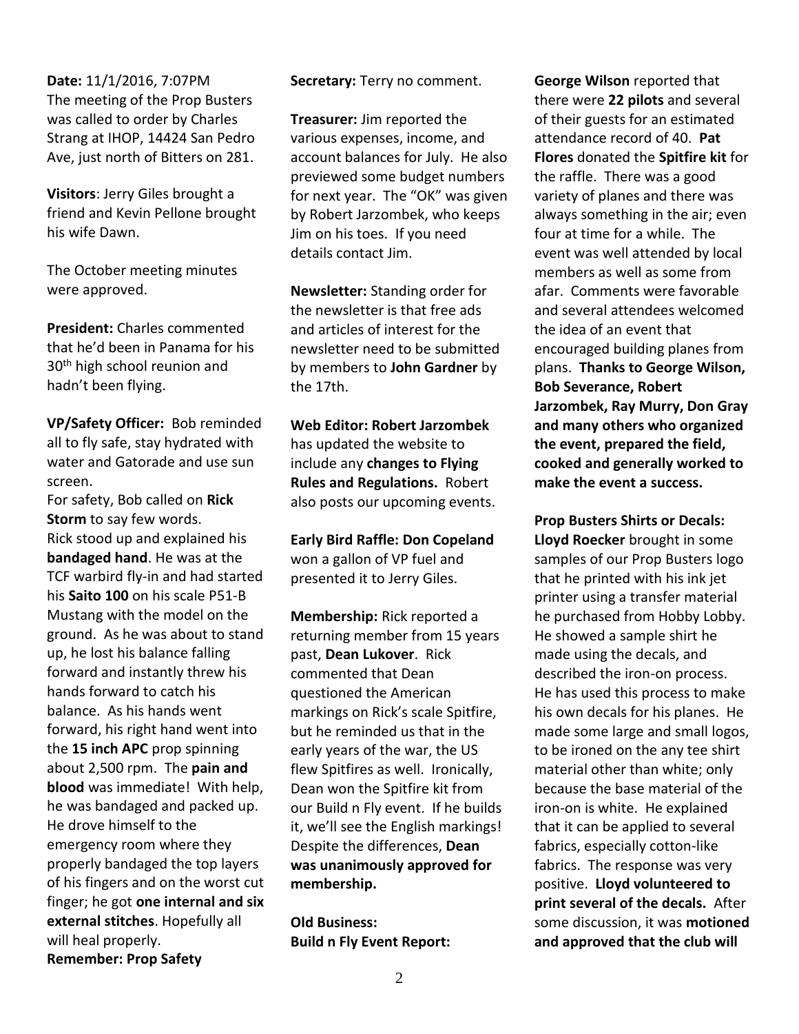**Date:** 11/1/2016, 7:07PM
The meeting of the Prop Busters was called to order by Charles Strang at IHOP, 14424 San Pedro Ave, just north of Bitters on 281.

**Visitors**: Jerry Giles brought a friend and Kevin Pellone brought his wife Dawn.

The October meeting minutes were approved.

**President:** Charles commented that he'd been in Panama for his 30th high school reunion and hadn't been flying.

**VP/Safety Officer:** Bob reminded all to fly safe, stay hydrated with water and Gatorade and use sun screen.
For safety, Bob called on **Rick Storm** to say few words.
Rick stood up and explained his **bandaged hand**. He was at the TCF warbird fly-in and had started his **Saito 100** on his scale P51-B Mustang with the model on the ground. As he was about to stand up, he lost his balance falling forward and instantly threw his hands forward to catch his balance. As his hands went forward, his right hand went into the **15 inch APC** prop spinning about 2,500 rpm. The **pain and blood** was immediate! With help, he was bandaged and packed up. He drove himself to the emergency room where they properly bandaged the top layers of his fingers and on the worst cut finger; he got **one internal and six external stitches**. Hopefully all will heal properly.
**Remember: Prop Safety**

**Secretary:** Terry no comment.

**Treasurer:** Jim reported the various expenses, income, and account balances for July. He also previewed some budget numbers for next year. The "OK" was given by Robert Jarzombek, who keeps Jim on his toes. If you need details contact Jim.

**Newsletter:** Standing order for the newsletter is that free ads and articles of interest for the newsletter need to be submitted by members to **John Gardner** by the 17th.

**Web Editor: Robert Jarzombek** has updated the website to include any **changes to Flying Rules and Regulations.** Robert also posts our upcoming events.

**Early Bird Raffle: Don Copeland** won a gallon of VP fuel and presented it to Jerry Giles.

**Membership:** Rick reported a returning member from 15 years past, **Dean Lukover**. Rick commented that Dean questioned the American markings on Rick's scale Spitfire, but he reminded us that in the early years of the war, the US flew Spitfires as well. Ironically, Dean won the Spitfire kit from our Build n Fly event. If he builds it, we'll see the English markings! Despite the differences, **Dean was unanimously approved for membership.**

**Old Business:**
**Build n Fly Event Report:**
**George Wilson** reported that there were **22 pilots** and several of their guests for an estimated attendance record of 40. **Pat Flores** donated the **Spitfire kit** for the raffle. There was a good variety of planes and there was always something in the air; even four at time for a while. The event was well attended by local members as well as some from afar. Comments were favorable and several attendees welcomed the idea of an event that encouraged building planes from plans. **Thanks to George Wilson, Bob Severance, Robert Jarzombek, Ray Murry, Don Gray and many others who organized the event, prepared the field, cooked and generally worked to make the event a success.**

**Prop Busters Shirts or Decals:**
**Lloyd Roecker** brought in some samples of our Prop Busters logo that he printed with his ink jet printer using a transfer material he purchased from Hobby Lobby. He showed a sample shirt he made using the decals, and described the iron-on process. He has used this process to make his own decals for his planes. He made some large and small logos, to be ironed on the any tee shirt material other than white; only because the base material of the iron-on is white. He explained that it can be applied to several fabrics, especially cotton-like fabrics. The response was very positive. **Lloyd volunteered to print several of the decals.** After some discussion, it was **motioned and approved that the club will**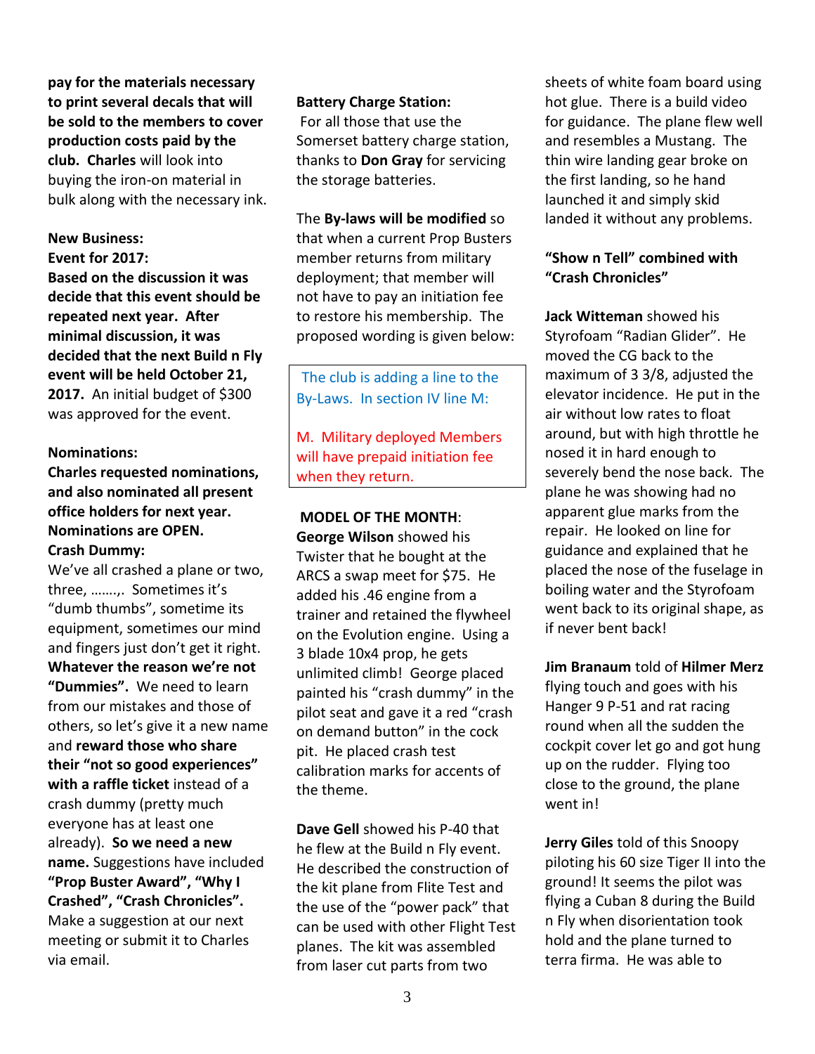**pay for the materials necessary to print several decals that will be sold to the members to cover production costs paid by the club. Charles** will look into buying the iron-on material in bulk along with the necessary ink.

**New Business:**

**Event for 2017:**

**Based on the discussion it was decide that this event should be repeated next year. After minimal discussion, it was decided that the next Build n Fly event will be held October 21, 2017.** An initial budget of $300 was approved for the event.

**Nominations:**

**Charles requested nominations, and also nominated all present office holders for next year. Nominations are OPEN.**

**Crash Dummy:**

We've all crashed a plane or two, three, …….,. Sometimes it's "dumb thumbs", sometime its equipment, sometimes our mind and fingers just don't get it right. **Whatever the reason we're not "Dummies".** We need to learn from our mistakes and those of others, so let's give it a new name and **reward those who share their "not so good experiences" with a raffle ticket** instead of a crash dummy (pretty much everyone has at least one already). **So we need a new name.** Suggestions have included **"Prop Buster Award", "Why I Crashed", "Crash Chronicles".** Make a suggestion at our next meeting or submit it to Charles via email.

**Battery Charge Station:**

For all those that use the Somerset battery charge station, thanks to **Don Gray** for servicing the storage batteries.

The **By-laws will be modified** so that when a current Prop Busters member returns from military deployment; that member will not have to pay an initiation fee to restore his membership. The proposed wording is given below:

> The club is adding a line to the By-Laws. In section IV line M:
>
> M. Military deployed Members will have prepaid initiation fee when they return.

**MODEL OF THE MONTH**:

**George Wilson** showed his Twister that he bought at the ARCS a swap meet for $75. He added his .46 engine from a trainer and retained the flywheel on the Evolution engine. Using a 3 blade 10x4 prop, he gets unlimited climb! George placed painted his "crash dummy" in the pilot seat and gave it a red "crash on demand button" in the cock pit. He placed crash test calibration marks for accents of the theme.

**Dave Gell** showed his P-40 that he flew at the Build n Fly event. He described the construction of the kit plane from Flite Test and the use of the "power pack" that can be used with other Flight Test planes. The kit was assembled from laser cut parts from two sheets of white foam board using hot glue. There is a build video for guidance. The plane flew well and resembles a Mustang. The thin wire landing gear broke on the first landing, so he hand launched it and simply skid landed it without any problems.

**"Show n Tell" combined with "Crash Chronicles"**

**Jack Witteman** showed his Styrofoam "Radian Glider". He moved the CG back to the maximum of 3 3/8, adjusted the elevator incidence. He put in the air without low rates to float around, but with high throttle he nosed it in hard enough to severely bend the nose back. The plane he was showing had no apparent glue marks from the repair. He looked on line for guidance and explained that he placed the nose of the fuselage in boiling water and the Styrofoam went back to its original shape, as if never bent back!

**Jim Branaum** told of **Hilmer Merz** flying touch and goes with his Hanger 9 P-51 and rat racing round when all the sudden the cockpit cover let go and got hung up on the rudder. Flying too close to the ground, the plane went in!

**Jerry Giles** told of this Snoopy piloting his 60 size Tiger II into the ground! It seems the pilot was flying a Cuban 8 during the Build n Fly when disorientation took hold and the plane turned to terra firma. He was able to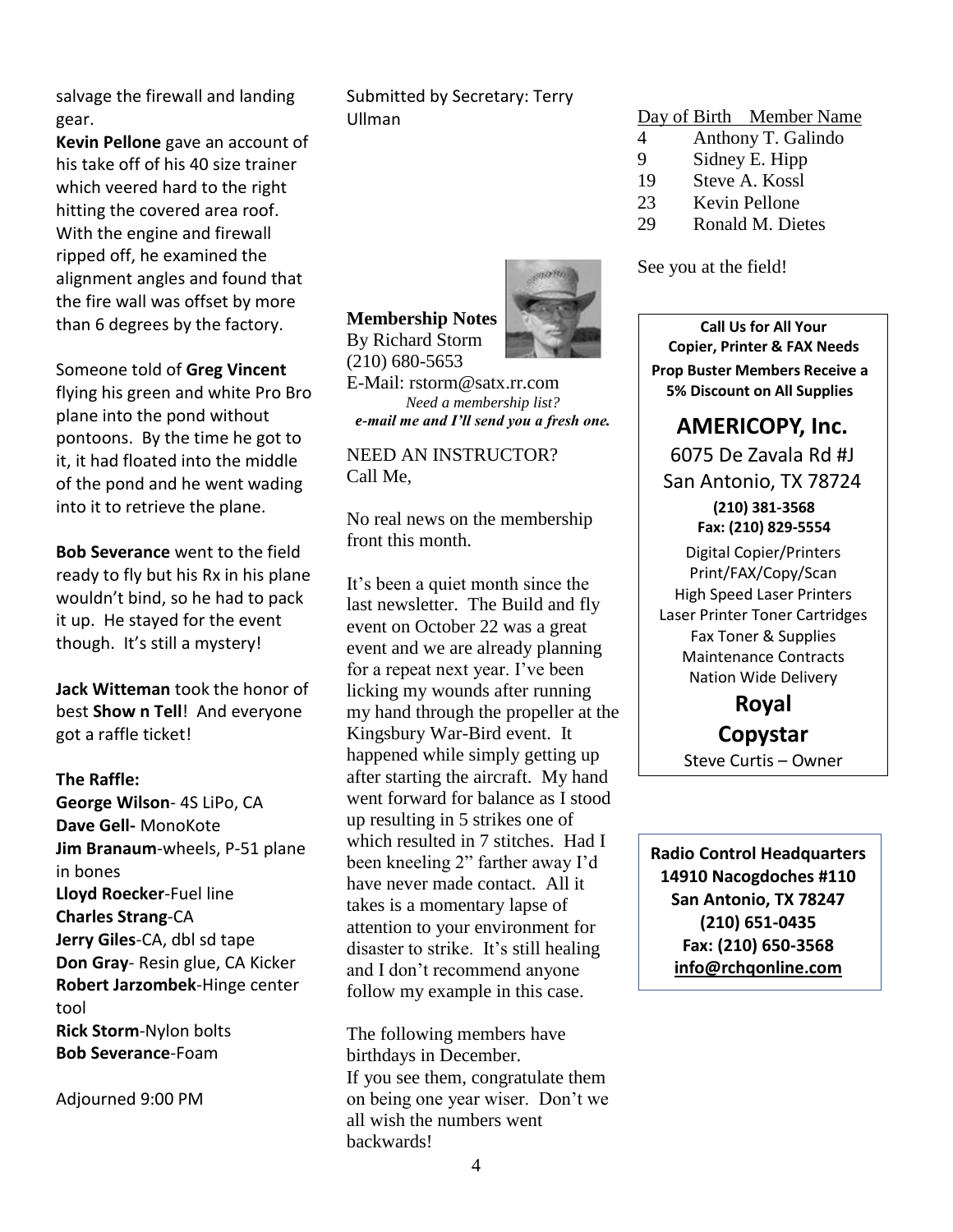salvage the firewall and landing gear.

**Kevin Pellone** gave an account of his take off of his 40 size trainer which veered hard to the right hitting the covered area roof. With the engine and firewall ripped off, he examined the alignment angles and found that the fire wall was offset by more than 6 degrees by the factory.

Someone told of **Greg Vincent** flying his green and white Pro Bro plane into the pond without pontoons. By the time he got to it, it had floated into the middle of the pond and he went wading into it to retrieve the plane.

**Bob Severance** went to the field ready to fly but his Rx in his plane wouldn't bind, so he had to pack it up. He stayed for the event though. It's still a mystery!

**Jack Witteman** took the honor of best **Show n Tell**! And everyone got a raffle ticket!

**The Raffle:**
**George Wilson**- 4S LiPo, CA
**Dave Gell-** MonoKote
**Jim Branaum**-wheels, P-51 plane in bones
**Lloyd Roecker**-Fuel line
**Charles Strang**-CA
**Jerry Giles**-CA, dbl sd tape
**Don Gray**- Resin glue, CA Kicker
**Robert Jarzombek**-Hinge center tool
**Rick Storm**-Nylon bolts
**Bob Severance**-Foam

Adjourned 9:00 PM

Submitted by Secretary: Terry Ullman

**Membership Notes**
By Richard Storm
(210) 680-5653
E-Mail: rstorm@satx.rr.com
*Need a membership list?*
***e-mail me and I'll send you a fresh one.***

NEED AN INSTRUCTOR?
Call Me,

No real news on the membership front this month.

It's been a quiet month since the last newsletter. The Build and fly event on October 22 was a great event and we are already planning for a repeat next year. I've been licking my wounds after running my hand through the propeller at the Kingsbury War-Bird event. It happened while simply getting up after starting the aircraft. My hand went forward for balance as I stood up resulting in 5 strikes one of which resulted in 7 stitches. Had I been kneeling 2" farther away I'd have never made contact. All it takes is a momentary lapse of attention to your environment for disaster to strike. It's still healing and I don't recommend anyone follow my example in this case.

The following members have birthdays in December.
If you see them, congratulate them on being one year wiser. Don't we all wish the numbers went backwards!

| Day of Birth | Member Name |
|---|---|
| 4 | Anthony T. Galindo |
| 9 | Sidney E. Hipp |
| 19 | Steve A. Kossl |
| 23 | Kevin Pellone |
| 29 | Ronald M. Dietes |

See you at the field!

**Call Us for All Your Copier, Printer & FAX Needs**
**Prop Buster Members Receive a 5% Discount on All Supplies**

**AMERICOPY, Inc.**
6075 De Zavala Rd #J
San Antonio, TX 78724
**(210) 381-3568**
**Fax: (210) 829-5554**

Digital Copier/Printers
Print/FAX/Copy/Scan
High Speed Laser Printers
Laser Printer Toner Cartridges
Fax Toner & Supplies
Maintenance Contracts
Nation Wide Delivery

**Royal Copystar**
Steve Curtis – Owner

**Radio Control Headquarters**
**14910 Nacogdoches #110**
**San Antonio, TX 78247**
**(210) 651-0435**
**Fax: (210) 650-3568**
**info@rchqonline.com**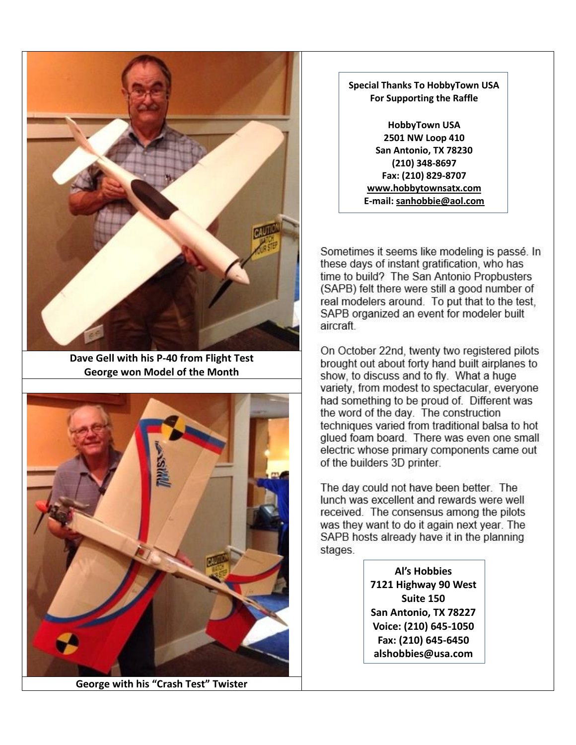Dave Gell with his P-40 from Flight Test
George won Model of the Month

George with his "Crash Test" Twister

**Special Thanks To HobbyTown USA**
**For Supporting the Raffle**

**HobbyTown USA**
**2501 NW Loop 410**
**San Antonio, TX 78230**
**(210) 348-8697**
**Fax: (210) 829-8707**
**www.hobbytownsatx.com**
**E-mail: sanhobbie@aol.com**

Sometimes it seems like modeling is passé. In these days of instant gratification, who has time to build? The San Antonio Propbusters (SAPB) felt there were still a good number of real modelers around. To put that to the test, SAPB organized an event for modeler built aircraft.

On October 22nd, twenty two registered pilots brought out about forty hand built airplanes to show, to discuss and to fly. What a huge variety, from modest to spectacular, everyone had something to be proud of. Different was the word of the day. The construction techniques varied from traditional balsa to hot glued foam board. There was even one small electric whose primary components came out of the builders 3D printer.

The day could not have been better. The lunch was excellent and rewards were well received. The consensus among the pilots was they want to do it again next year. The SAPB hosts already have it in the planning stages.

**Al's Hobbies**
**7121 Highway 90 West**
**Suite 150**
**San Antonio, TX 78227**
**Voice: (210) 645-1050**
**Fax: (210) 645-6450**
**alshobbies@usa.com**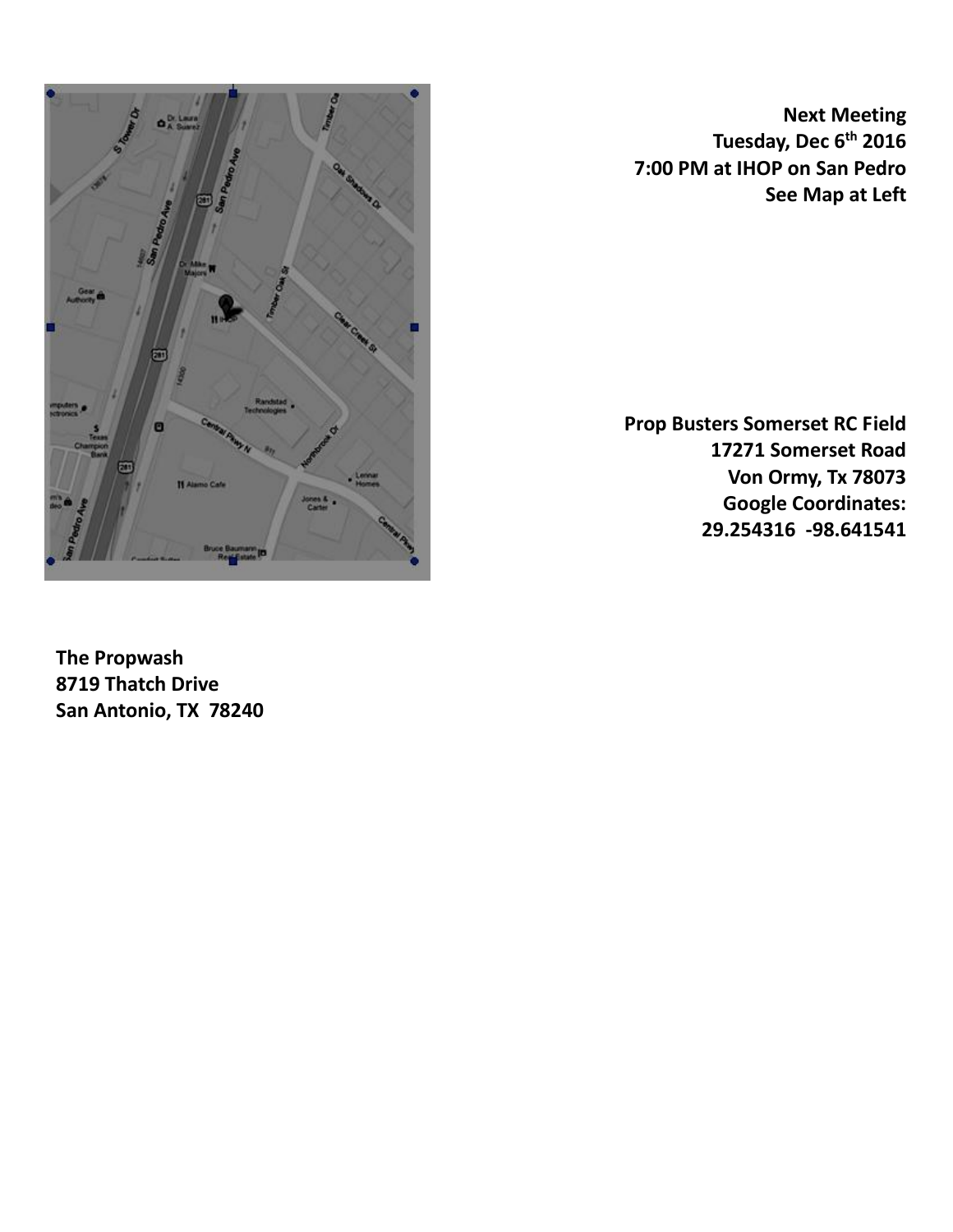**Next Meeting**
**Tuesday, Dec 6th 2016**
**7:00 PM at IHOP on San Pedro**
**See Map at Left**

**Prop Busters Somerset RC Field**
**17271 Somerset Road**
**Von Ormy, Tx 78073**
**Google Coordinates:**
**29.254316 -98.641541**

**The Propwash**
**8719 Thatch Drive**
**San Antonio, TX 78240**